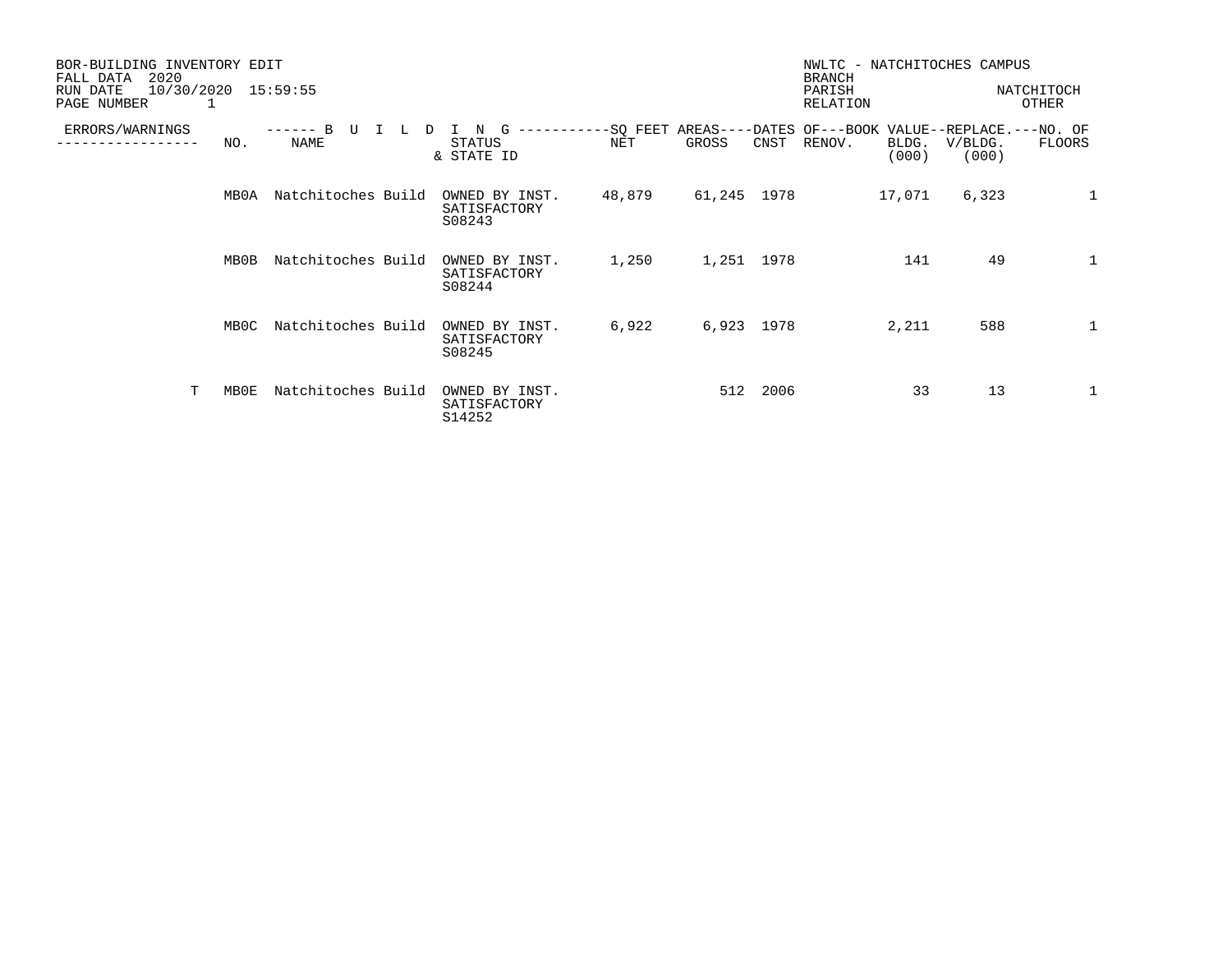BOR-BUILDING INVENTORY EDIT
FALL DATA 2020
RUN DATE 10/30/2020 15:59:55
PAGE NUMBER 1

NWLTC - NATCHITOCHES CAMPUS
BRANCH
PARISH NATCHITOCH
RELATION OTHER

| ERRORS/WARNINGS | NO. | NAME | STATUS & STATE ID | NET | GROSS | CNST | RENOV. | BOOK VALUE BLDG. (000) | REPLACE. V/BLDG. (000) | NO. OF FLOORS |
|---|---|---|---|---|---|---|---|---|---|---|
| | MB0A | Natchitoches Build | OWNED BY INST. SATISFACTORY S08243 | 48,879 | 61,245 | 1978 | | 17,071 | 6,323 | 1 |
| | MB0B | Natchitoches Build | OWNED BY INST. SATISFACTORY S08244 | 1,250 | 1,251 | 1978 | | 141 | 49 | 1 |
| | MB0C | Natchitoches Build | OWNED BY INST. SATISFACTORY S08245 | 6,922 | 6,923 | 1978 | | 2,211 | 588 | 1 |
| T | MB0E | Natchitoches Build | OWNED BY INST. SATISFACTORY S14252 | | 512 | 2006 | | 33 | 13 | 1 |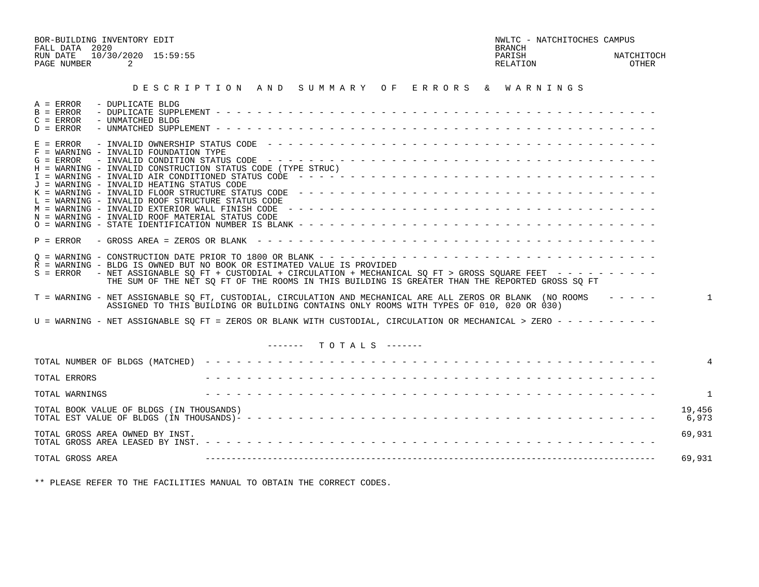BOR-BUILDING INVENTORY EDIT
FALL DATA 2020
RUN DATE 10/30/2020 15:59:55
PAGE NUMBER 2

NWLTC - NATCHITOCHES CAMPUS
BRANCH
PARISH NATCHITOCH
RELATION OTHER

## D E S C R I P T I O N   A N D   S U M M A R Y   O F   E R R O R S   &   W A R N I N G S

| Code | Description | Count |
|---|---|---|
| A = ERROR | DUPLICATE BLDG | |
| B = ERROR | DUPLICATE SUPPLEMENT | |
| C = ERROR | UNMATCHED BLDG | |
| D = ERROR | UNMATCHED SUPPLEMENT | |
| E = ERROR | INVALID OWNERSHIP STATUS CODE | |
| F = WARNING | INVALID FOUNDATION TYPE | |
| G = ERROR | INVALID CONDITION STATUS CODE | |
| H = WARNING | INVALID CONSTRUCTION STATUS CODE (TYPE STRUC) | |
| I = WARNING | INVALID AIR CONDITIONED STATUS CODE | |
| J = WARNING | INVALID HEATING STATUS CODE | |
| K = WARNING | INVALID FLOOR STRUCTURE STATUS CODE | |
| L = WARNING | INVALID ROOF STRUCTURE STATUS CODE | |
| M = WARNING | INVALID EXTERIOR WALL FINISH CODE | |
| N = WARNING | INVALID ROOF MATERIAL STATUS CODE | |
| O = WARNING | STATE IDENTIFICATION NUMBER IS BLANK | |
| P = ERROR | GROSS AREA = ZEROS OR BLANK | |
| Q = WARNING | CONSTRUCTION DATE PRIOR TO 1800 OR BLANK | |
| R = WARNING | BLDG IS OWNED BUT NO BOOK OR ESTIMATED VALUE IS PROVIDED | |
| S = ERROR | NET ASSIGNABLE SQ FT + CUSTODIAL + CIRCULATION + MECHANICAL SQ FT > GROSS SQUARE FEET<br>THE SUM OF THE NET SQ FT OF THE ROOMS IN THIS BUILDING IS GREATER THAN THE REPORTED GROSS SQ FT | |
| T = WARNING | NET ASSIGNABLE SQ FT, CUSTODIAL, CIRCULATION AND MECHANICAL ARE ALL ZEROS OR BLANK (NO ROOMS ASSIGNED TO THIS BUILDING OR BUILDING CONTAINS ONLY ROOMS WITH TYPES OF 010, 020 OR 030) | 1 |
| U = WARNING | NET ASSIGNABLE SQ FT = ZEROS OR BLANK WITH CUSTODIAL, CIRCULATION OR MECHANICAL > ZERO | |

### ------- T O T A L S -------

| Item | Value |
|---|---|
| TOTAL NUMBER OF BLDGS (MATCHED) | 4 |
| TOTAL ERRORS | |
| TOTAL WARNINGS | 1 |
| TOTAL BOOK VALUE OF BLDGS (IN THOUSANDS) | 19,456 |
| TOTAL EST VALUE OF BLDGS (IN THOUSANDS) | 6,973 |
| TOTAL GROSS AREA OWNED BY INST. | 69,931 |
| TOTAL GROSS AREA LEASED BY INST. | |
| TOTAL GROSS AREA | 69,931 |

** PLEASE REFER TO THE FACILITIES MANUAL TO OBTAIN THE CORRECT CODES.